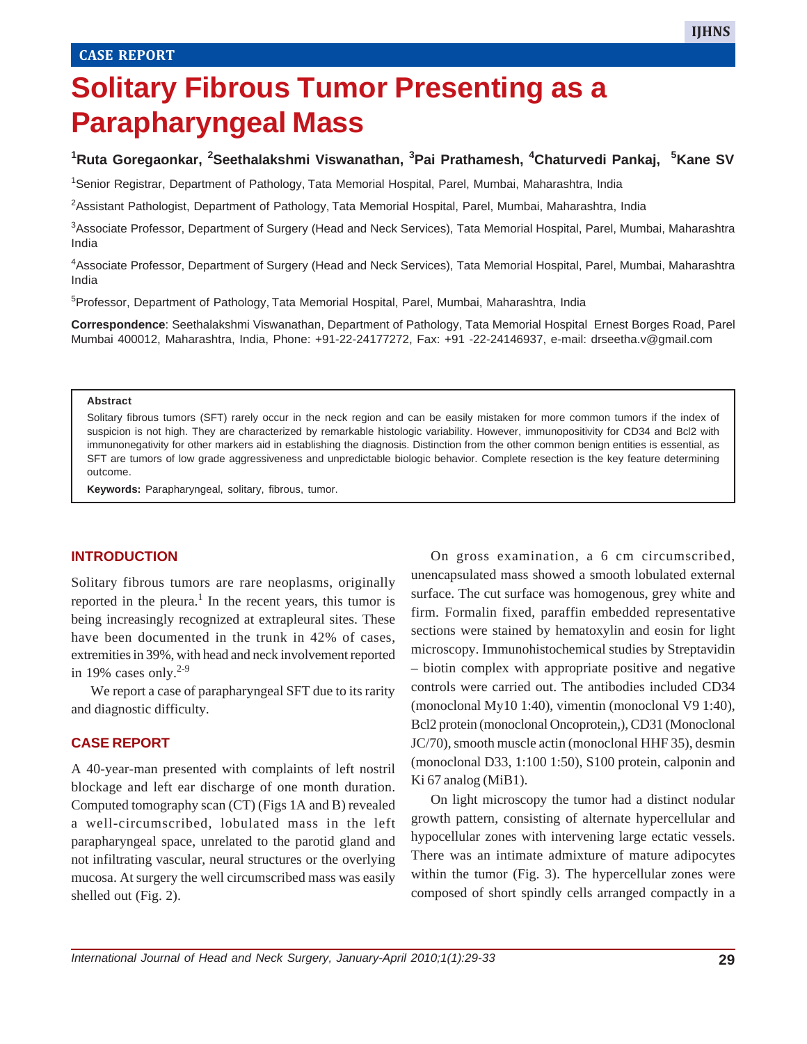CASE REPORT

# Solitary Fibrous Tumor Presenting as a Parapharyngeal Mass

[1]Ruta Goregaonkar, [2]Seethalakshmi Viswanathan, [3]Pai Prathamesh, [4]Chaturvedi Pankaj, [5]Kane SV

[1]Senior Registrar, Department of Pathology, Tata Memorial Hospital, Parel, Mumbai, Maharashtra, India

[2]Assistant Pathologist, Department of Pathology, Tata Memorial Hospital, Parel, Mumbai, Maharashtra, India

[3]Associate Professor, Department of Surgery (Head and Neck Services), Tata Memorial Hospital, Parel, Mumbai, Maharashtra India

[4]Associate Professor, Department of Surgery (Head and Neck Services), Tata Memorial Hospital, Parel, Mumbai, Maharashtra India

[5]Professor, Department of Pathology, Tata Memorial Hospital, Parel, Mumbai, Maharashtra, India

**Correspondence**: Seethalakshmi Viswanathan, Department of Pathology, Tata Memorial Hospital Ernest Borges Road, Parel Mumbai 400012, Maharashtra, India, Phone: +91-22-24177272, Fax: +91 -22-24146937, e-mail: drseetha.v@gmail.com

**Abstract**

Solitary fibrous tumors (SFT) rarely occur in the neck region and can be easily mistaken for more common tumors if the index of suspicion is not high. They are characterized by remarkable histologic variability. However, immunopositivity for CD34 and Bcl2 with immunonegativity for other markers aid in establishing the diagnosis. Distinction from the other common benign entities is essential, as SFT are tumors of low grade aggressiveness and unpredictable biologic behavior. Complete resection is the key feature determining outcome.

**Keywords:** Parapharyngeal, solitary, fibrous, tumor.

## INTRODUCTION

Solitary fibrous tumors are rare neoplasms, originally reported in the pleura.[1] In the recent years, this tumor is being increasingly recognized at extrapleural sites. These have been documented in the trunk in 42% of cases, extremities in 39%, with head and neck involvement reported in 19% cases only.[2-9]

We report a case of parapharyngeal SFT due to its rarity and diagnostic difficulty.

## CASE REPORT

A 40-year-man presented with complaints of left nostril blockage and left ear discharge of one month duration. Computed tomography scan (CT) (Figs 1A and B) revealed a well-circumscribed, lobulated mass in the left parapharyngeal space, unrelated to the parotid gland and not infiltrating vascular, neural structures or the overlying mucosa. At surgery the well circumscribed mass was easily shelled out (Fig. 2).

On gross examination, a 6 cm circumscribed, unencapsulated mass showed a smooth lobulated external surface. The cut surface was homogenous, grey white and firm. Formalin fixed, paraffin embedded representative sections were stained by hematoxylin and eosin for light microscopy. Immunohistochemical studies by Streptavidin – biotin complex with appropriate positive and negative controls were carried out. The antibodies included CD34 (monoclonal My10 1:40), vimentin (monoclonal V9 1:40), Bcl2 protein (monoclonal Oncoprotein,), CD31 (Monoclonal JC/70), smooth muscle actin (monoclonal HHF 35), desmin (monoclonal D33, 1:100 1:50), S100 protein, calponin and Ki 67 analog (MiB1).

On light microscopy the tumor had a distinct nodular growth pattern, consisting of alternate hypercellular and hypocellular zones with intervening large ectatic vessels. There was an intimate admixture of mature adipocytes within the tumor (Fig. 3). The hypercellular zones were composed of short spindly cells arranged compactly in a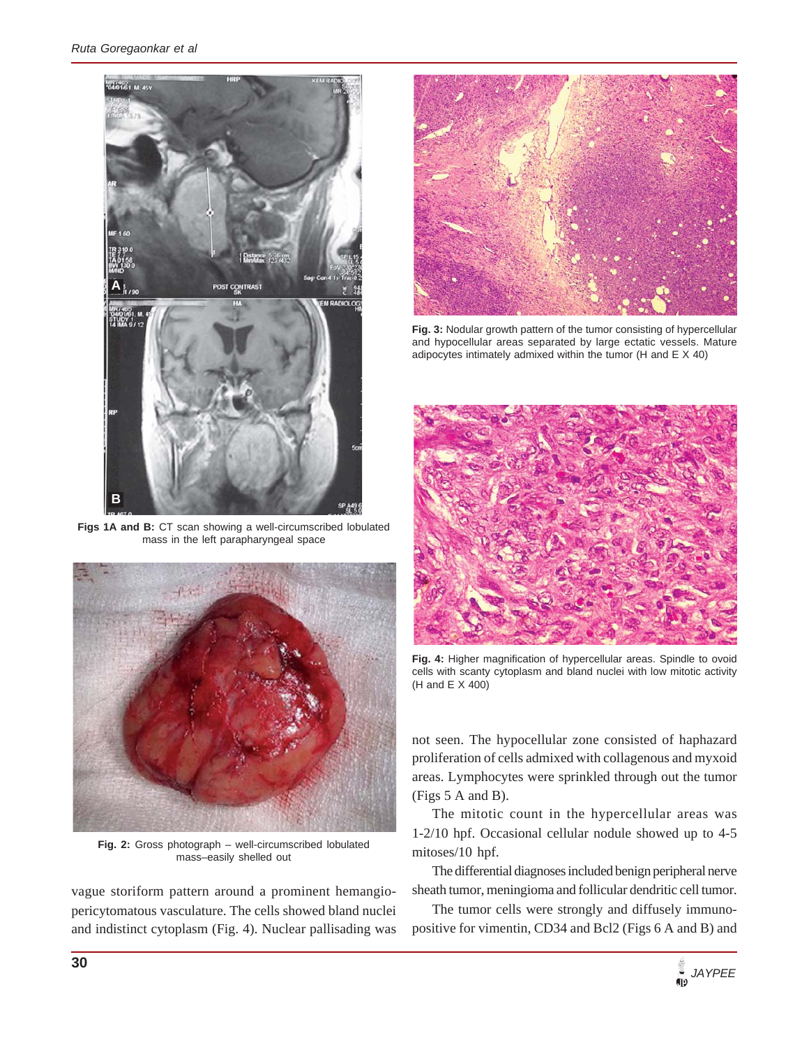Figs 1A and B: CT scan showing a well-circumscribed lobulated mass in the left parapharyngeal space

Fig. 2: Gross photograph – well-circumscribed lobulated mass–easily shelled out

Fig. 3: Nodular growth pattern of the tumor consisting of hypercellular and hypocellular areas separated by large ectatic vessels. Mature adipocytes intimately admixed within the tumor (H and E X 40)

Fig. 4: Higher magnification of hypercellular areas. Spindle to ovoid cells with scanty cytoplasm and bland nuclei with low mitotic activity (H and E X 400)

vague storiform pattern around a prominent hemangiopericytomatous vasculature. The cells showed bland nuclei and indistinct cytoplasm (Fig. 4). Nuclear pallisading was not seen. The hypocellular zone consisted of haphazard proliferation of cells admixed with collagenous and myxoid areas. Lymphocytes were sprinkled through out the tumor (Figs 5 A and B).

The mitotic count in the hypercellular areas was 1-2/10 hpf. Occasional cellular nodule showed up to 4-5 mitoses/10 hpf.

The differential diagnoses included benign peripheral nerve sheath tumor, meningioma and follicular dendritic cell tumor.

The tumor cells were strongly and diffusely immunopositive for vimentin, CD34 and Bcl2 (Figs 6 A and B) and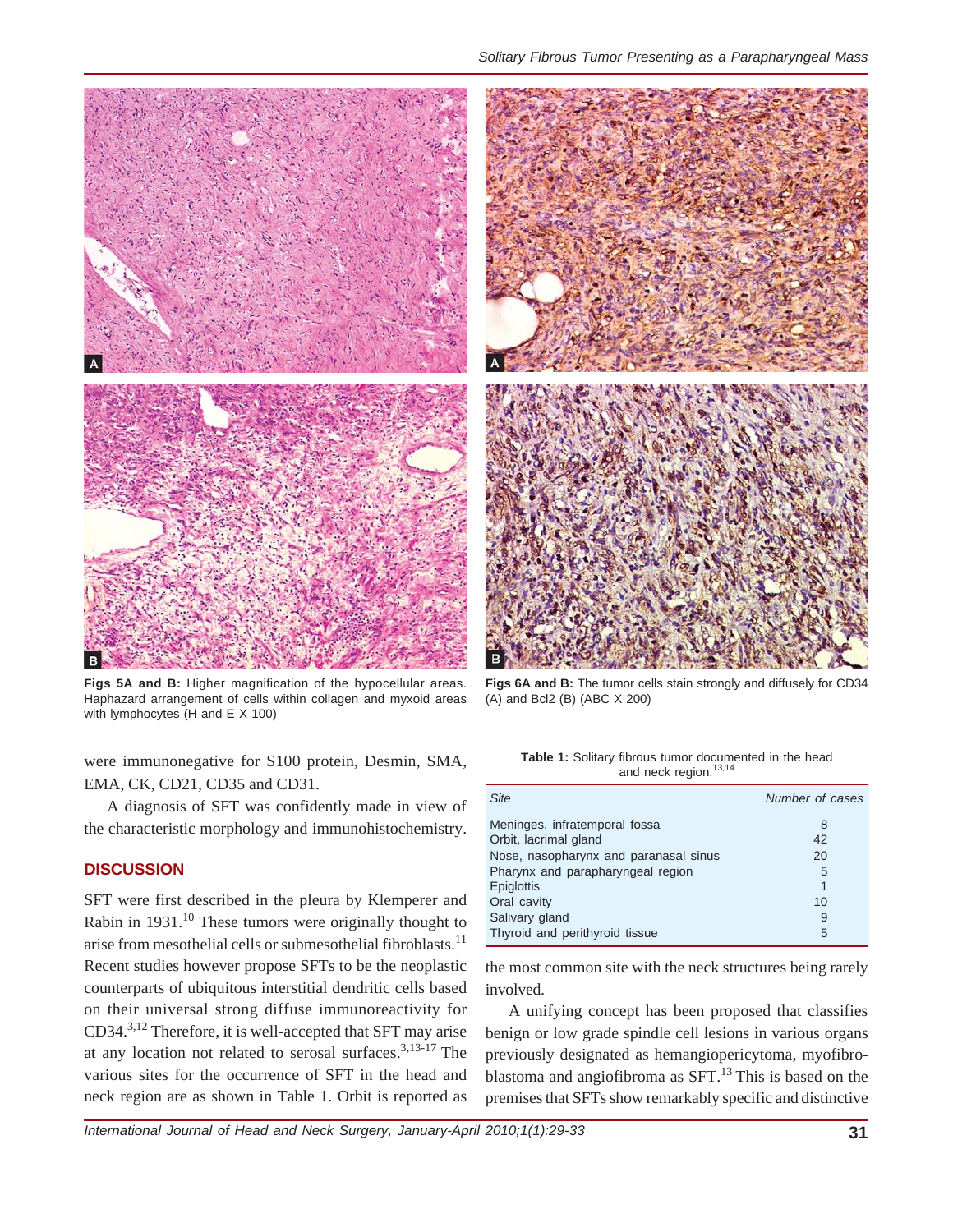Figs 5A and B: Higher magnification of the hypocellular areas. Haphazard arrangement of cells within collagen and myxoid areas with lymphocytes (H and E X 100)

Figs 6A and B: The tumor cells stain strongly and diffusely for CD34 (A) and Bcl2 (B) (ABC X 200)

were immunonegative for S100 protein, Desmin, SMA, EMA, CK, CD21, CD35 and CD31.

A diagnosis of SFT was confidently made in view of the characteristic morphology and immunohistochemistry.

## DISCUSSION

SFT were first described in the pleura by Klemperer and Rabin in 1931.[10] These tumors were originally thought to arise from mesothelial cells or submesothelial fibroblasts.[11] Recent studies however propose SFTs to be the neoplastic counterparts of ubiquitous interstitial dendritic cells based on their universal strong diffuse immunoreactivity for CD34.[3,12] Therefore, it is well-accepted that SFT may arise at any location not related to serosal surfaces.[3,13-17] The various sites for the occurrence of SFT in the head and neck region are as shown in Table 1. Orbit is reported as the most common site with the neck structures being rarely involved.

**Table 1:** Solitary fibrous tumor documented in the head and neck region.[13,14]

| *Site* | *Number of cases* |
|---|---|
| Meninges, infratemporal fossa | 8 |
| Orbit, lacrimal gland | 42 |
| Nose, nasopharynx and paranasal sinus | 20 |
| Pharynx and parapharyngeal region | 5 |
| Epiglottis | 1 |
| Oral cavity | 10 |
| Salivary gland | 9 |
| Thyroid and perithyroid tissue | 5 |

A unifying concept has been proposed that classifies benign or low grade spindle cell lesions in various organs previously designated as hemangiopericytoma, myofibroblastoma and angiofibroma as SFT.[13] This is based on the premises that SFTs show remarkably specific and distinctive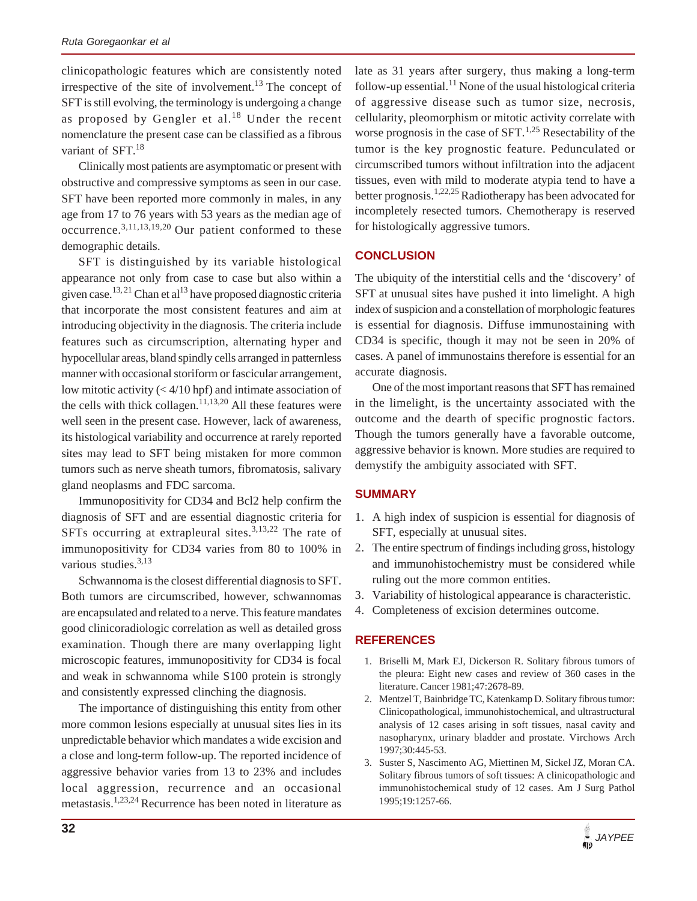clinicopathologic features which are consistently noted irrespective of the site of involvement.[13] The concept of SFT is still evolving, the terminology is undergoing a change as proposed by Gengler et al.[18] Under the recent nomenclature the present case can be classified as a fibrous variant of SFT.[18]

Clinically most patients are asymptomatic or present with obstructive and compressive symptoms as seen in our case. SFT have been reported more commonly in males, in any age from 17 to 76 years with 53 years as the median age of occurrence.[3,11,13,19,20] Our patient conformed to these demographic details.

SFT is distinguished by its variable histological appearance not only from case to case but also within a given case.[13, 21] Chan et al[13] have proposed diagnostic criteria that incorporate the most consistent features and aim at introducing objectivity in the diagnosis. The criteria include features such as circumscription, alternating hyper and hypocellular areas, bland spindly cells arranged in patternless manner with occasional storiform or fascicular arrangement, low mitotic activity (< 4/10 hpf) and intimate association of the cells with thick collagen.[11,13,20] All these features were well seen in the present case. However, lack of awareness, its histological variability and occurrence at rarely reported sites may lead to SFT being mistaken for more common tumors such as nerve sheath tumors, fibromatosis, salivary gland neoplasms and FDC sarcoma.

Immunopositivity for CD34 and Bcl2 help confirm the diagnosis of SFT and are essential diagnostic criteria for SFTs occurring at extrapleural sites.[3,13,22] The rate of immunopositivity for CD34 varies from 80 to 100% in various studies.[3,13]

Schwannoma is the closest differential diagnosis to SFT. Both tumors are circumscribed, however, schwannomas are encapsulated and related to a nerve. This feature mandates good clinicoradiologic correlation as well as detailed gross examination. Though there are many overlapping light microscopic features, immunopositivity for CD34 is focal and weak in schwannoma while S100 protein is strongly and consistently expressed clinching the diagnosis.

The importance of distinguishing this entity from other more common lesions especially at unusual sites lies in its unpredictable behavior which mandates a wide excision and a close and long-term follow-up. The reported incidence of aggressive behavior varies from 13 to 23% and includes local aggression, recurrence and an occasional metastasis.[1,23,24] Recurrence has been noted in literature as late as 31 years after surgery, thus making a long-term follow-up essential.[11] None of the usual histological criteria of aggressive disease such as tumor size, necrosis, cellularity, pleomorphism or mitotic activity correlate with worse prognosis in the case of SFT.[1,25] Resectability of the tumor is the key prognostic feature. Pedunculated or circumscribed tumors without infiltration into the adjacent tissues, even with mild to moderate atypia tend to have a better prognosis.[1,22,25] Radiotherapy has been advocated for incompletely resected tumors. Chemotherapy is reserved for histologically aggressive tumors.

## CONCLUSION

The ubiquity of the interstitial cells and the 'discovery' of SFT at unusual sites have pushed it into limelight. A high index of suspicion and a constellation of morphologic features is essential for diagnosis. Diffuse immunostaining with CD34 is specific, though it may not be seen in 20% of cases. A panel of immunostains therefore is essential for an accurate diagnosis.

One of the most important reasons that SFT has remained in the limelight, is the uncertainty associated with the outcome and the dearth of specific prognostic factors. Though the tumors generally have a favorable outcome, aggressive behavior is known. More studies are required to demystify the ambiguity associated with SFT.

## SUMMARY

1. A high index of suspicion is essential for diagnosis of SFT, especially at unusual sites.
2. The entire spectrum of findings including gross, histology and immunohistochemistry must be considered while ruling out the more common entities.
3. Variability of histological appearance is characteristic.
4. Completeness of excision determines outcome.

## REFERENCES

1. Briselli M, Mark EJ, Dickerson R. Solitary fibrous tumors of the pleura: Eight new cases and review of 360 cases in the literature. Cancer 1981;47:2678-89.
2. Mentzel T, Bainbridge TC, Katenkamp D. Solitary fibrous tumor: Clinicopathological, immunohistochemical, and ultrastructural analysis of 12 cases arising in soft tissues, nasal cavity and nasopharynx, urinary bladder and prostate. Virchows Arch 1997;30:445-53.
3. Suster S, Nascimento AG, Miettinen M, Sickel JZ, Moran CA. Solitary fibrous tumors of soft tissues: A clinicopathologic and immunohistochemical study of 12 cases. Am J Surg Pathol 1995;19:1257-66.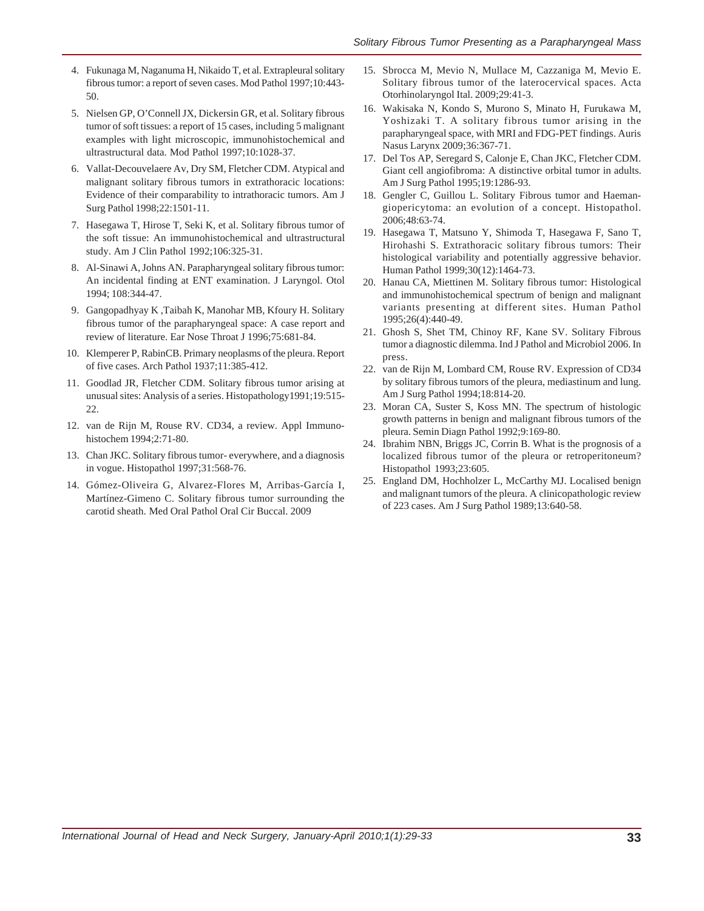4. Fukunaga M, Naganuma H, Nikaido T, et al. Extrapleural solitary fibrous tumor: a report of seven cases. Mod Pathol 1997;10:443-50.
5. Nielsen GP, O'Connell JX, Dickersin GR, et al. Solitary fibrous tumor of soft tissues: a report of 15 cases, including 5 malignant examples with light microscopic, immunohistochemical and ultrastructural data. Mod Pathol 1997;10:1028-37.
6. Vallat-Decouvelaere Av, Dry SM, Fletcher CDM. Atypical and malignant solitary fibrous tumors in extrathoracic locations: Evidence of their comparability to intrathoracic tumors. Am J Surg Pathol 1998;22:1501-11.
7. Hasegawa T, Hirose T, Seki K, et al. Solitary fibrous tumor of the soft tissue: An immunohistochemical and ultrastructural study. Am J Clin Pathol 1992;106:325-31.
8. Al-Sinawi A, Johns AN. Parapharyngeal solitary fibrous tumor: An incidental finding at ENT examination. J Laryngol. Otol 1994; 108:344-47.
9. Gangopadhyay K ,Taibah K, Manohar MB, Kfoury H. Solitary fibrous tumor of the parapharyngeal space: A case report and review of literature. Ear Nose Throat J 1996;75:681-84.
10. Klemperer P, RabinCB. Primary neoplasms of the pleura. Report of five cases. Arch Pathol 1937;11:385-412.
11. Goodlad JR, Fletcher CDM. Solitary fibrous tumor arising at unusual sites: Analysis of a series. Histopathology1991;19:515-22.
12. van de Rijn M, Rouse RV. CD34, a review. Appl Immunohistochem 1994;2:71-80.
13. Chan JKC. Solitary fibrous tumor- everywhere, and a diagnosis in vogue. Histopathol 1997;31:568-76.
14. Gómez-Oliveira G, Alvarez-Flores M, Arribas-García I, Martínez-Gimeno C. Solitary fibrous tumor surrounding the carotid sheath. Med Oral Pathol Oral Cir Buccal. 2009
15. Sbrocca M, Mevio N, Mullace M, Cazzaniga M, Mevio E. Solitary fibrous tumor of the laterocervical spaces. Acta Otorhinolaryngol Ital. 2009;29:41-3.
16. Wakisaka N, Kondo S, Murono S, Minato H, Furukawa M, Yoshizaki T. A solitary fibrous tumor arising in the parapharyngeal space, with MRI and FDG-PET findings. Auris Nasus Larynx 2009;36:367-71.
17. Del Tos AP, Seregard S, Calonje E, Chan JKC, Fletcher CDM. Giant cell angiofibroma: A distinctive orbital tumor in adults. Am J Surg Pathol 1995;19:1286-93.
18. Gengler C, Guillou L. Solitary Fibrous tumor and Haemangiopericytoma: an evolution of a concept. Histopathol. 2006;48:63-74.
19. Hasegawa T, Matsuno Y, Shimoda T, Hasegawa F, Sano T, Hirohashi S. Extrathoracic solitary fibrous tumors: Their histological variability and potentially aggressive behavior. Human Pathol 1999;30(12):1464-73.
20. Hanau CA, Miettinen M. Solitary fibrous tumor: Histological and immunohistochemical spectrum of benign and malignant variants presenting at different sites. Human Pathol 1995;26(4):440-49.
21. Ghosh S, Shet TM, Chinoy RF, Kane SV. Solitary Fibrous tumor a diagnostic dilemma. Ind J Pathol and Microbiol 2006. In press.
22. van de Rijn M, Lombard CM, Rouse RV. Expression of CD34 by solitary fibrous tumors of the pleura, mediastinum and lung. Am J Surg Pathol 1994;18:814-20.
23. Moran CA, Suster S, Koss MN. The spectrum of histologic growth patterns in benign and malignant fibrous tumors of the pleura. Semin Diagn Pathol 1992;9:169-80.
24. Ibrahim NBN, Briggs JC, Corrin B. What is the prognosis of a localized fibrous tumor of the pleura or retroperitoneum? Histopathol 1993;23:605.
25. England DM, Hochholzer L, McCarthy MJ. Localised benign and malignant tumors of the pleura. A clinicopathologic review of 223 cases. Am J Surg Pathol 1989;13:640-58.